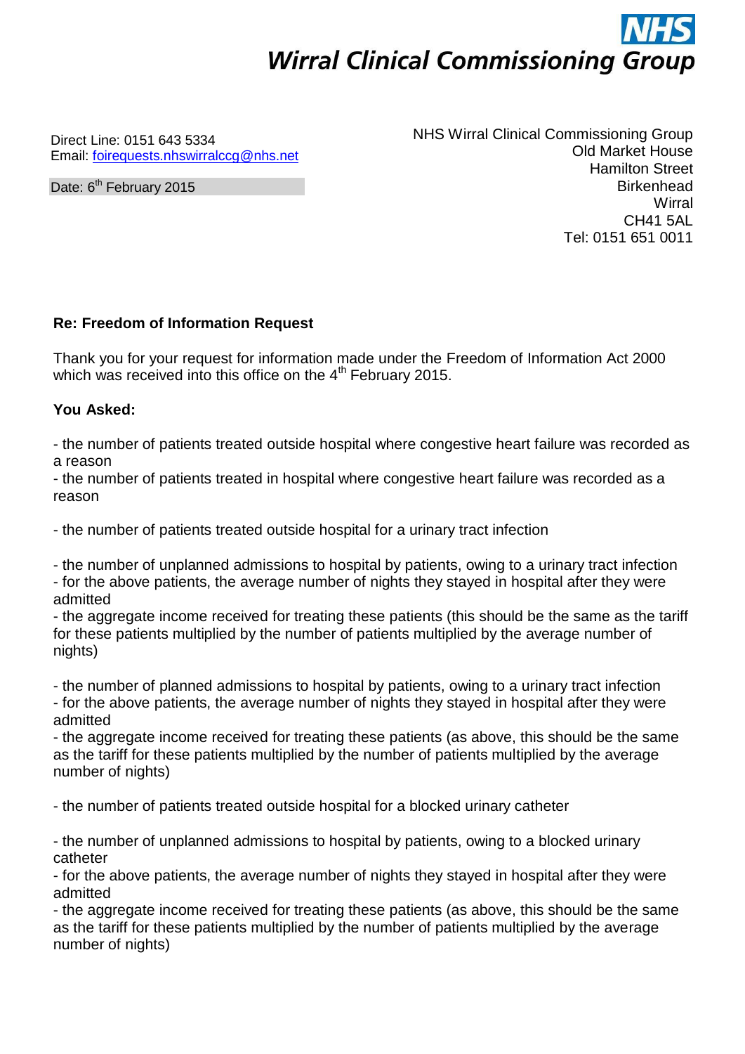NHS

**Wirral Clinical Commissioning Group**

Direct Line: 0151 643 5334
Email: foirequests.nhswirralccg@nhs.net

Date: 6th February 2015

NHS Wirral Clinical Commissioning Group
Old Market House
Hamilton Street
Birkenhead
Wirral
CH41 5AL
Tel: 0151 651 0011

**Re: Freedom of Information Request**

Thank you for your request for information made under the Freedom of Information Act 2000 which was received into this office on the 4th February 2015.

**You Asked:**

- the number of patients treated outside hospital where congestive heart failure was recorded as a reason
- the number of patients treated in hospital where congestive heart failure was recorded as a reason

- the number of patients treated outside hospital for a urinary tract infection

- the number of unplanned admissions to hospital by patients, owing to a urinary tract infection
- for the above patients, the average number of nights they stayed in hospital after they were admitted
- the aggregate income received for treating these patients (this should be the same as the tariff for these patients multiplied by the number of patients multiplied by the average number of nights)

- the number of planned admissions to hospital by patients, owing to a urinary tract infection
- for the above patients, the average number of nights they stayed in hospital after they were admitted
- the aggregate income received for treating these patients (as above, this should be the same as the tariff for these patients multiplied by the number of patients multiplied by the average number of nights)

- the number of patients treated outside hospital for a blocked urinary catheter

- the number of unplanned admissions to hospital by patients, owing to a blocked urinary catheter
- for the above patients, the average number of nights they stayed in hospital after they were admitted
- the aggregate income received for treating these patients (as above, this should be the same as the tariff for these patients multiplied by the number of patients multiplied by the average number of nights)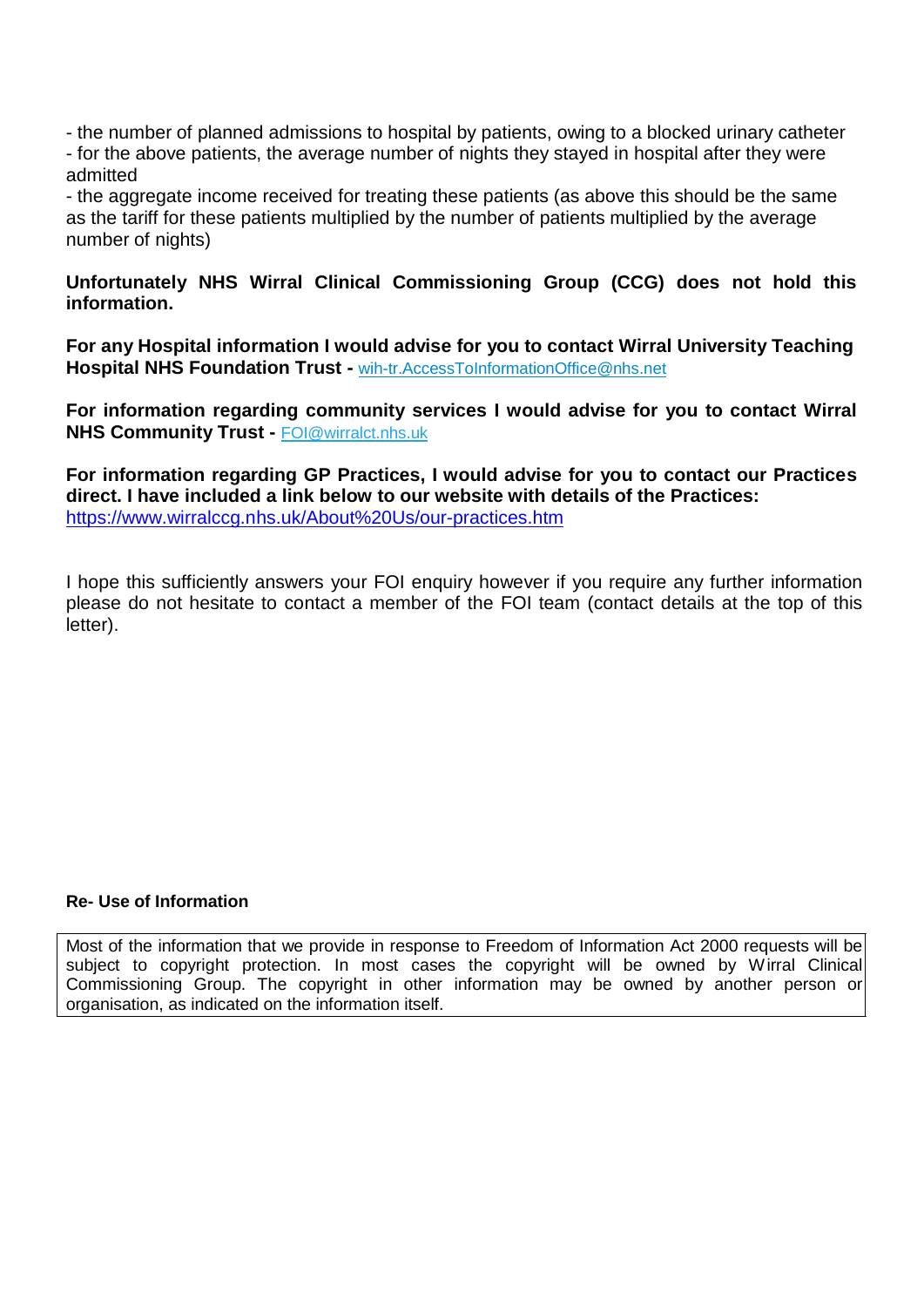- the number of planned admissions to hospital by patients, owing to a blocked urinary catheter
- for the above patients, the average number of nights they stayed in hospital after they were admitted
- the aggregate income received for treating these patients (as above this should be the same as the tariff for these patients multiplied by the number of patients multiplied by the average number of nights)

**Unfortunately NHS Wirral Clinical Commissioning Group (CCG) does not hold this information.**

**For any Hospital information I would advise for you to contact Wirral University Teaching Hospital NHS Foundation Trust -** wih-tr.AccessToInformationOffice@nhs.net

**For information regarding community services I would advise for you to contact Wirral NHS Community Trust -** FOI@wirralct.nhs.uk

**For information regarding GP Practices, I would advise for you to contact our Practices direct. I have included a link below to our website with details of the Practices:**
https://www.wirralccg.nhs.uk/About%20Us/our-practices.htm

I hope this sufficiently answers your FOI enquiry however if you require any further information please do not hesitate to contact a member of the FOI team (contact details at the top of this letter).

**Re- Use of Information**

Most of the information that we provide in response to Freedom of Information Act 2000 requests will be subject to copyright protection. In most cases the copyright will be owned by Wirral Clinical Commissioning Group. The copyright in other information may be owned by another person or organisation, as indicated on the information itself.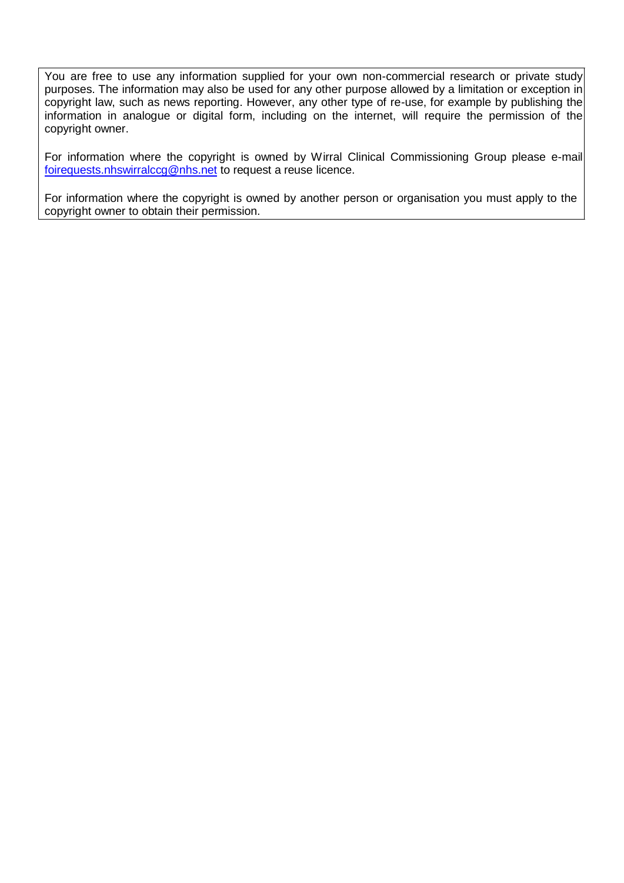You are free to use any information supplied for your own non-commercial research or private study purposes. The information may also be used for any other purpose allowed by a limitation or exception in copyright law, such as news reporting. However, any other type of re-use, for example by publishing the information in analogue or digital form, including on the internet, will require the permission of the copyright owner.

For information where the copyright is owned by Wirral Clinical Commissioning Group please e-mail foirequests.nhswirralccg@nhs.net to request a reuse licence.

For information where the copyright is owned by another person or organisation you must apply to the copyright owner to obtain their permission.